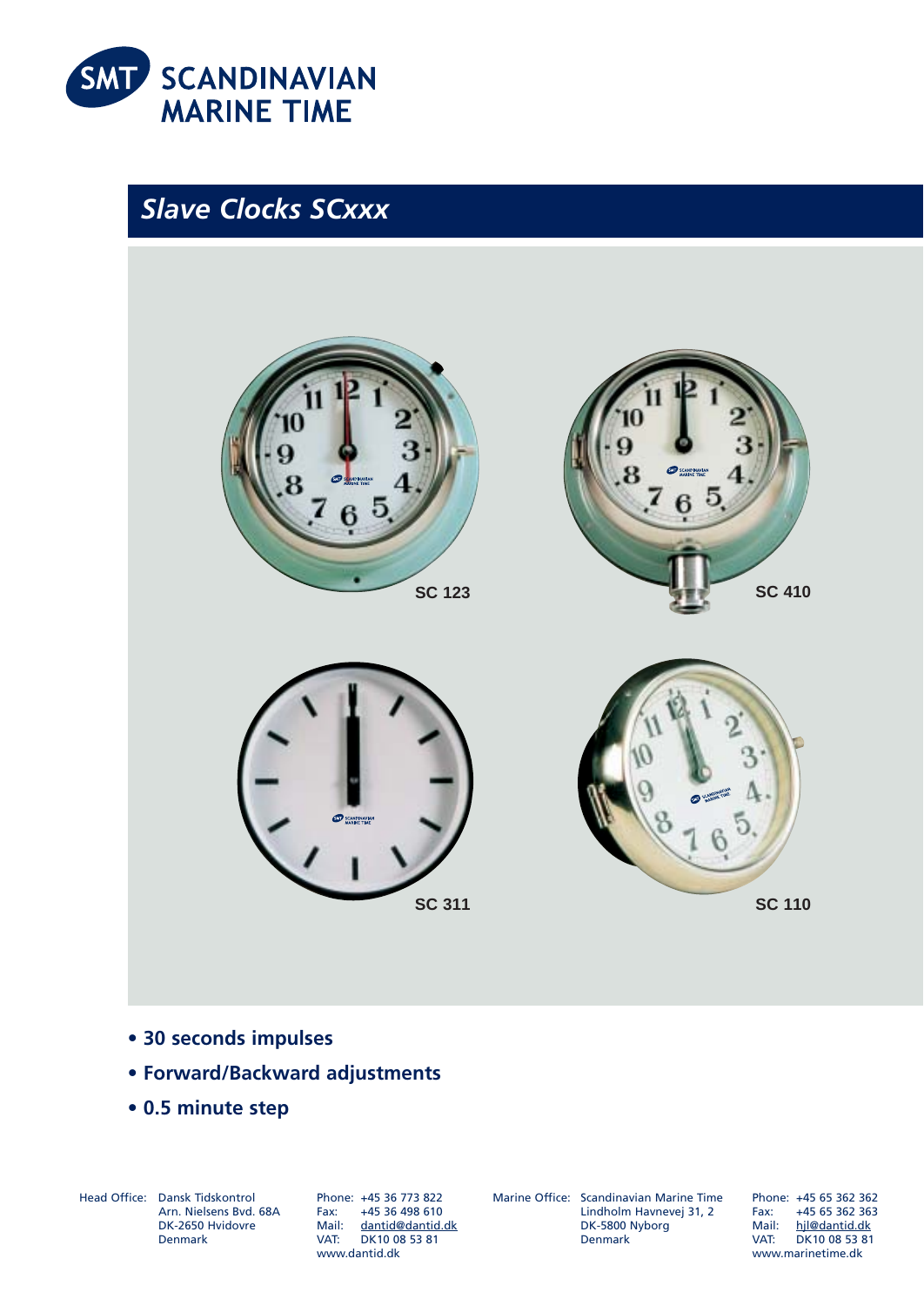SMT SCANDINAVIAN MARINE TIME

# Slave Clocks SCxxx

SC 123

SC 410

SC 311

SC 110

- **30 seconds impulses**
- **Forward/Backward adjustments**
- **0.5 minute step**

Head Office: Dansk Tidskontrol
Arn. Nielsens Bvd. 68A
DK-2650 Hvidovre
Denmark

Phone: +45 36 773 822
Fax: +45 36 498 610
Mail: dantid@dantid.dk
VAT: DK10 08 53 81
www.dantid.dk

Marine Office: Scandinavian Marine Time
Lindholm Havnevej 31, 2
DK-5800 Nyborg
Denmark

Phone: +45 65 362 362
Fax: +45 65 362 363
Mail: hjl@dantid.dk
VAT: DK10 08 53 81
www.marinetime.dk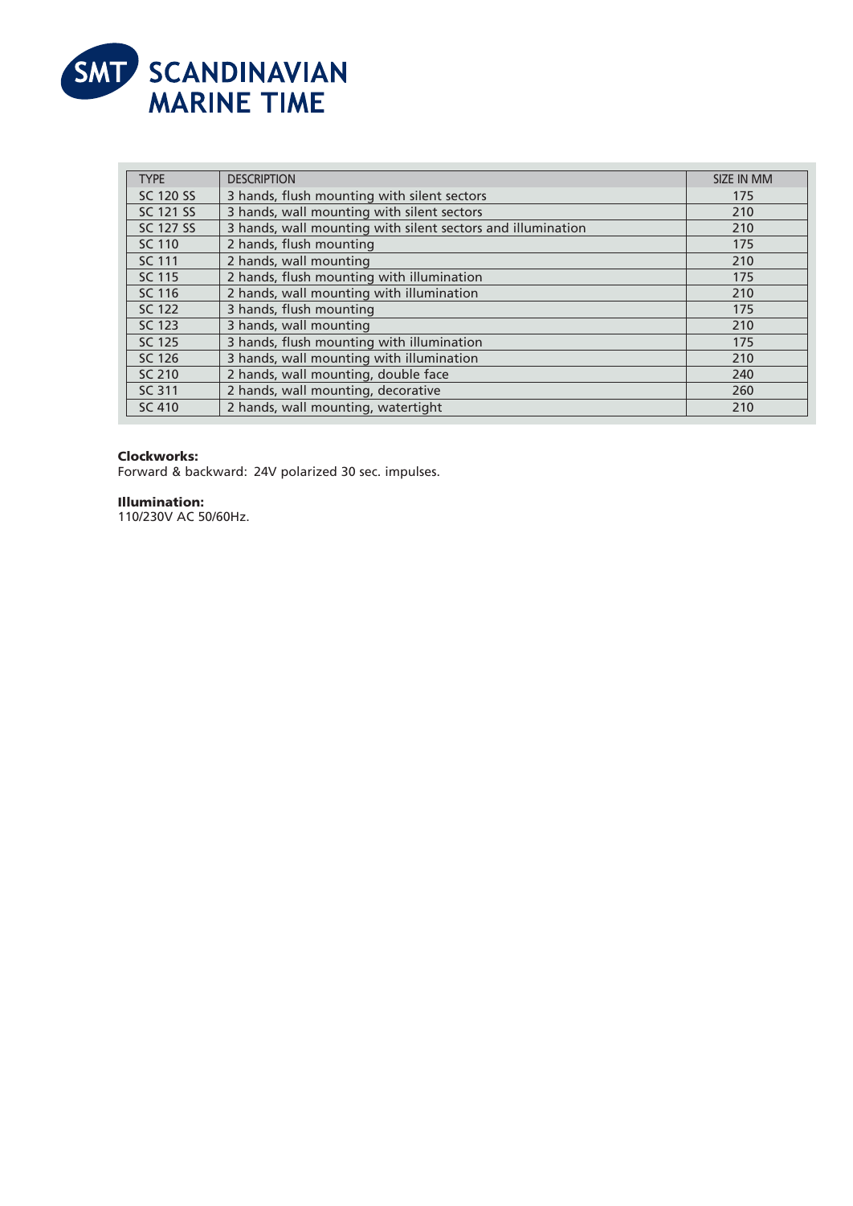| TYPE | DESCRIPTION | SIZE IN MM |
|---|---|---|
| SC 120 SS | 3 hands, flush mounting with silent sectors | 175 |
| SC 121 SS | 3 hands, wall mounting with silent sectors | 210 |
| SC 127 SS | 3 hands, wall mounting with silent sectors and illumination | 210 |
| SC 110 | 2 hands, flush mounting | 175 |
| SC 111 | 2 hands, wall mounting | 210 |
| SC 115 | 2 hands, flush mounting with illumination | 175 |
| SC 116 | 2 hands, wall mounting with illumination | 210 |
| SC 122 | 3 hands, flush mounting | 175 |
| SC 123 | 3 hands, wall mounting | 210 |
| SC 125 | 3 hands, flush mounting with illumination | 175 |
| SC 126 | 3 hands, wall mounting with illumination | 210 |
| SC 210 | 2 hands, wall mounting, double face | 240 |
| SC 311 | 2 hands, wall mounting, decorative | 260 |
| SC 410 | 2 hands, wall mounting, watertight | 210 |

**Clockworks:**
Forward & backward: 24V polarized 30 sec. impulses.

**Illumination:**
110/230V AC 50/60Hz.